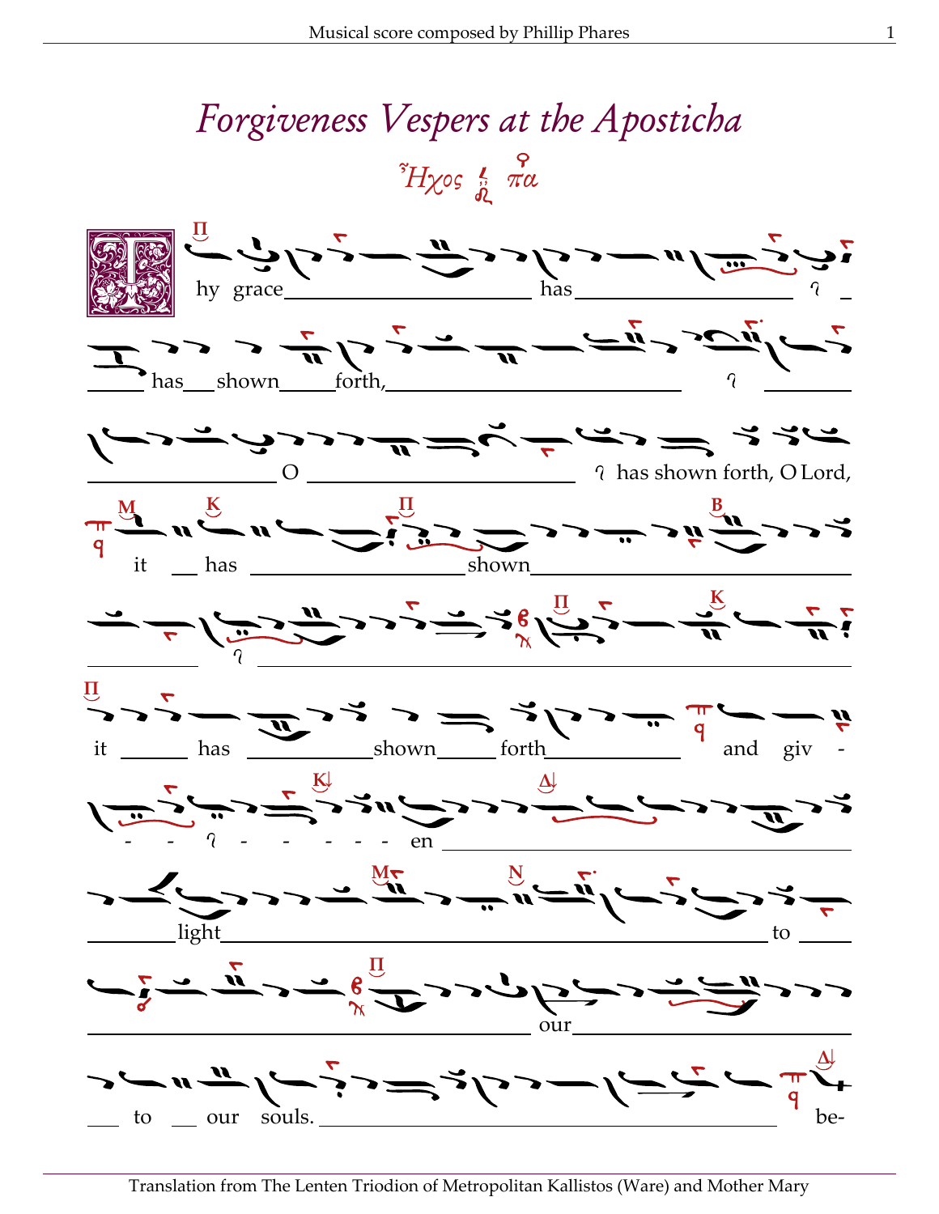# Forgiveness Vespers at the Aposticha

*Ἦχος πα*

Thy grace has has shown forth, O has shown forth, O Lord, it has shown it has shown forth and giv - - - - - - - en light to our to our souls. be-

Translation from The Lenten Triodion of Metropolitan Kallistos (Ware) and Mother Mary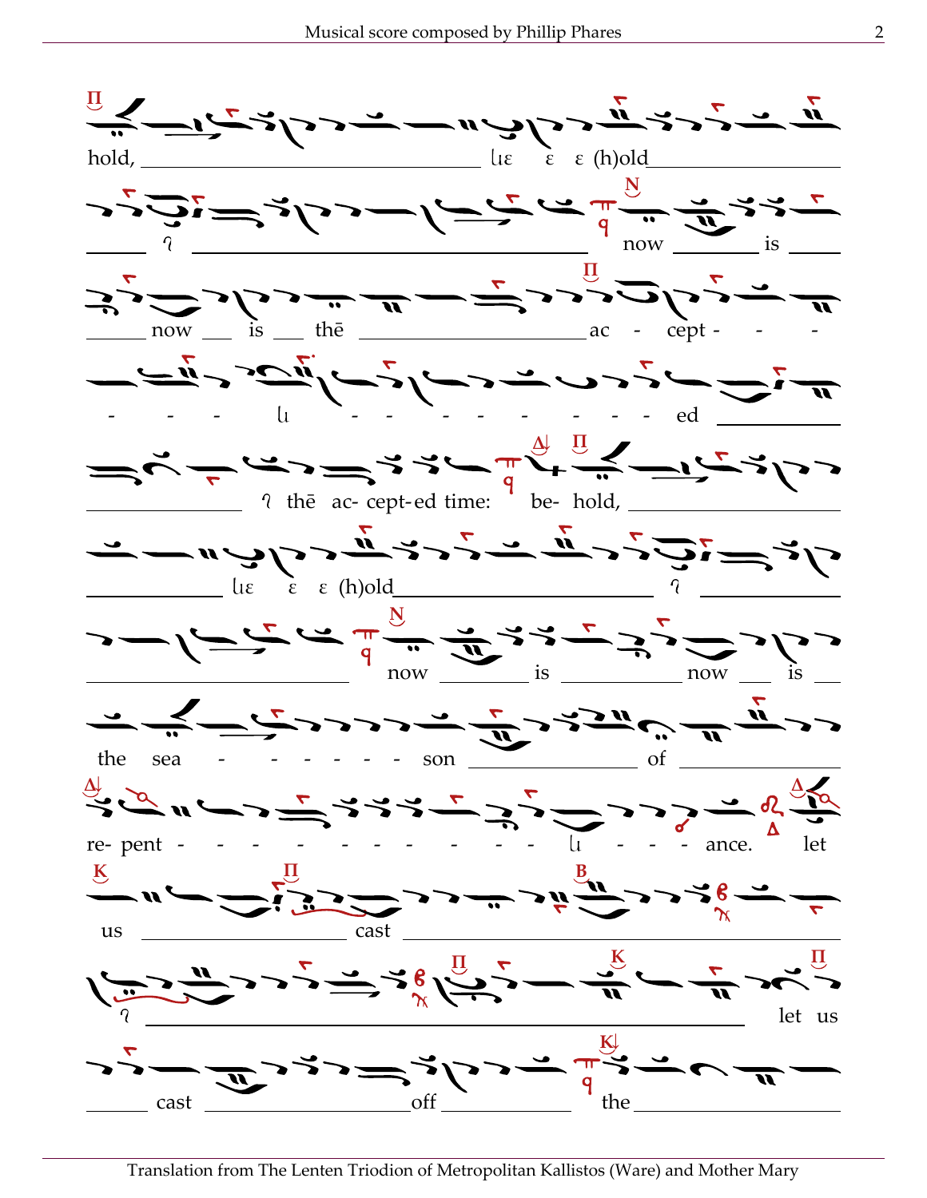hold, ______ ɩε ε ε (h)old ______

______ ʔ ______ now ______ is ______

______ now ___ is ___ thē ______ ac - cept - - -

- - - ɩι - - - - - - - - ed ______

______ ʔ thē ac- cept- ed time: be- hold, ______

______ ɩε ε ε (h)old ______ ʔ ______

______ now ______ is ______ now ___ is ___

the sea - - - - - - son ______ of ______

re- pent - - - - - - - - - - ɩι - - - - ance. let

us ______ cast ______

ʔ ______ let us

______ cast ______ off ______ the ______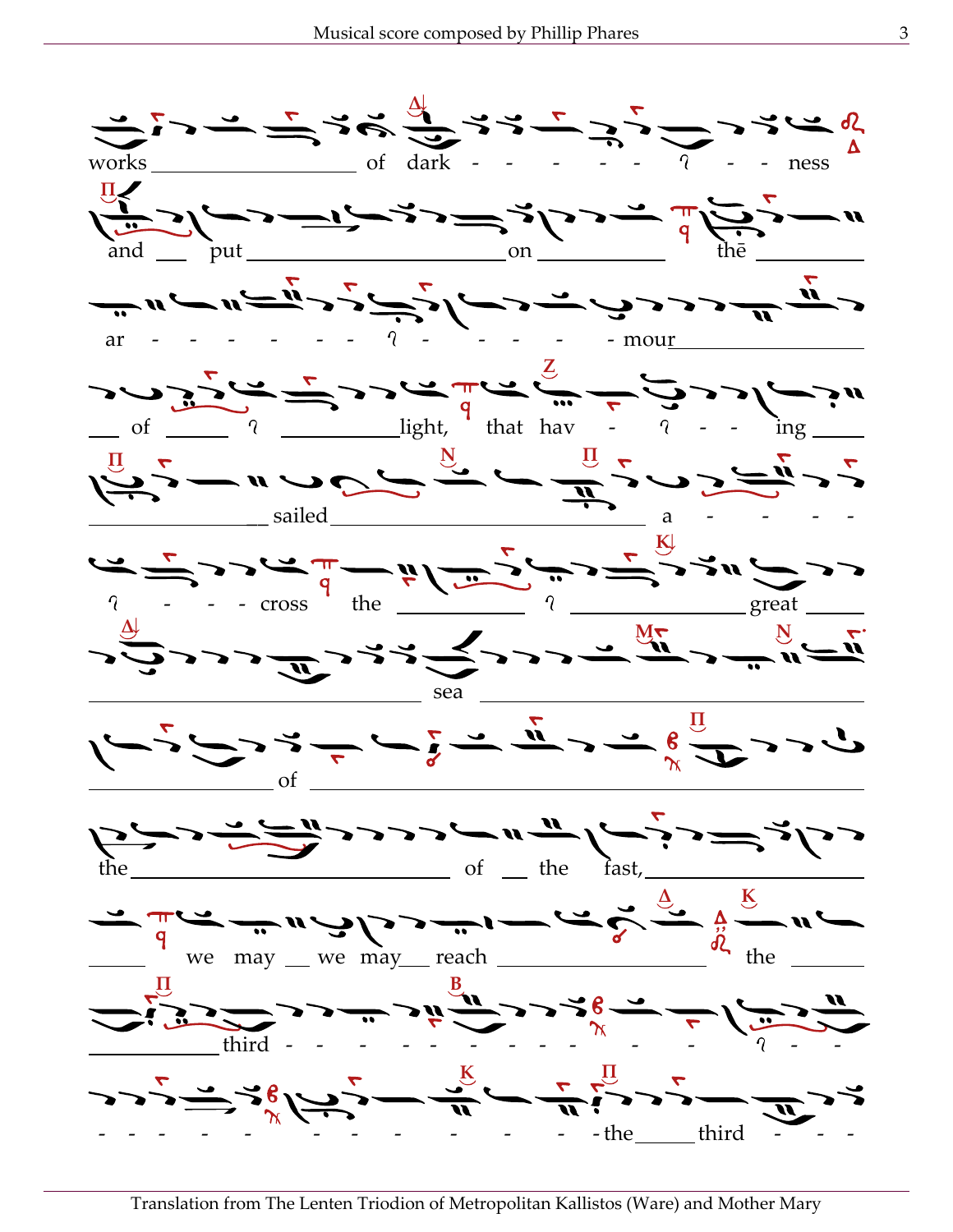works ______ of dark - - - - - - ʔ - - ness

and __ put ______ on ______ thē ______

ar - - - - - - - ʔ - - - - - mour ______

__ of ______ ʔ ______ light, that hav - ʔ - - ing ______

______ sailed ______ a - - - - -

ʔ - - - cross the ______ ʔ ______ great ______

______ sea ______

______ of ______

the ______ of __ the fast, ______

______ we may __ we may __ reach ______ the ______

______ third - - - - - - - - - - - - ʔ - -

- - - - - - - - - - - - - the ______ third - - -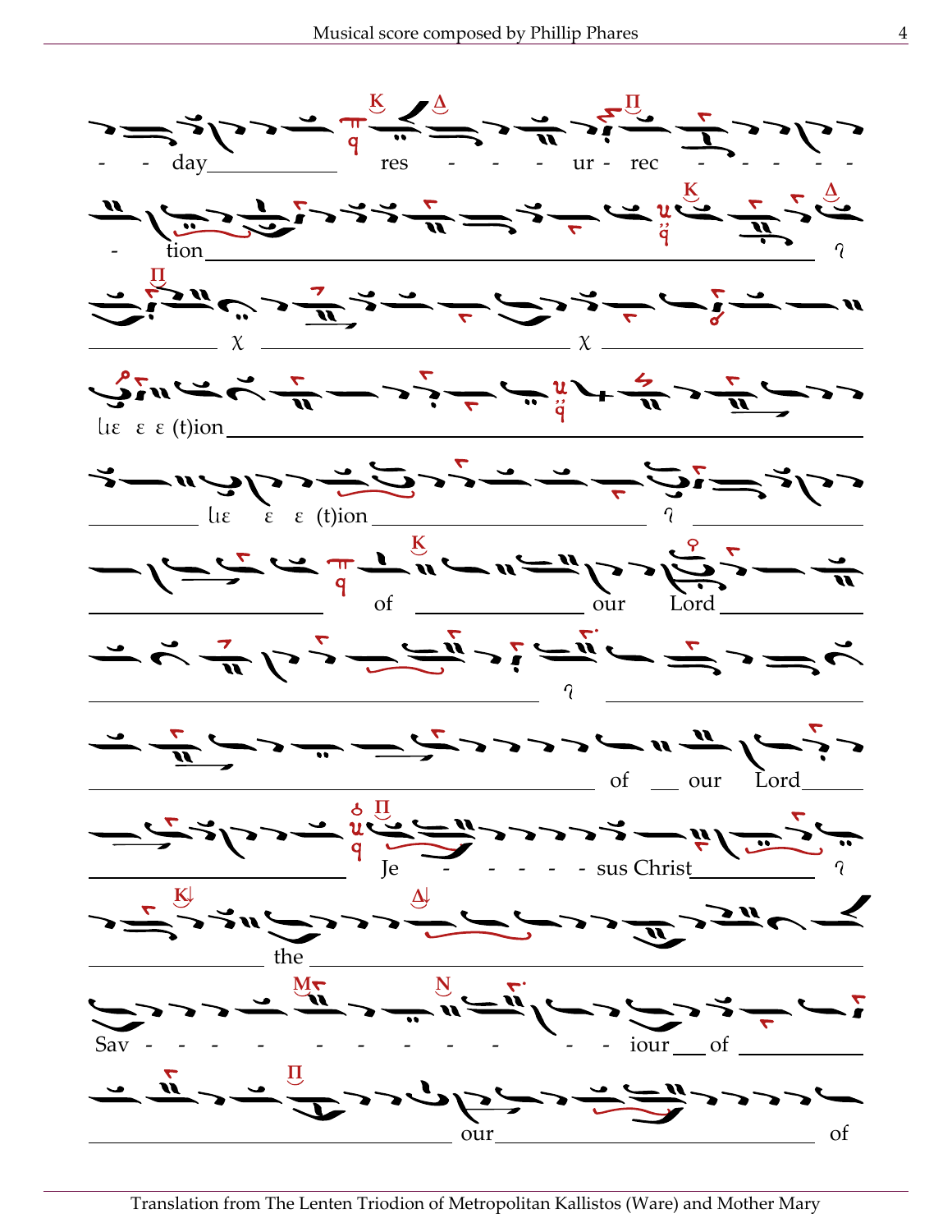- - day res - - - ur - rec - - - - -

- tion ʔ

χ χ

ꞁιε ε ε (t)ion

ꞁιε ε ε (t)ion ʔ

of our Lord

ʔ

of our Lord

Je - - - - - sus Christ ʔ

the

Sav - - - - - - - - - - - - iour of

our of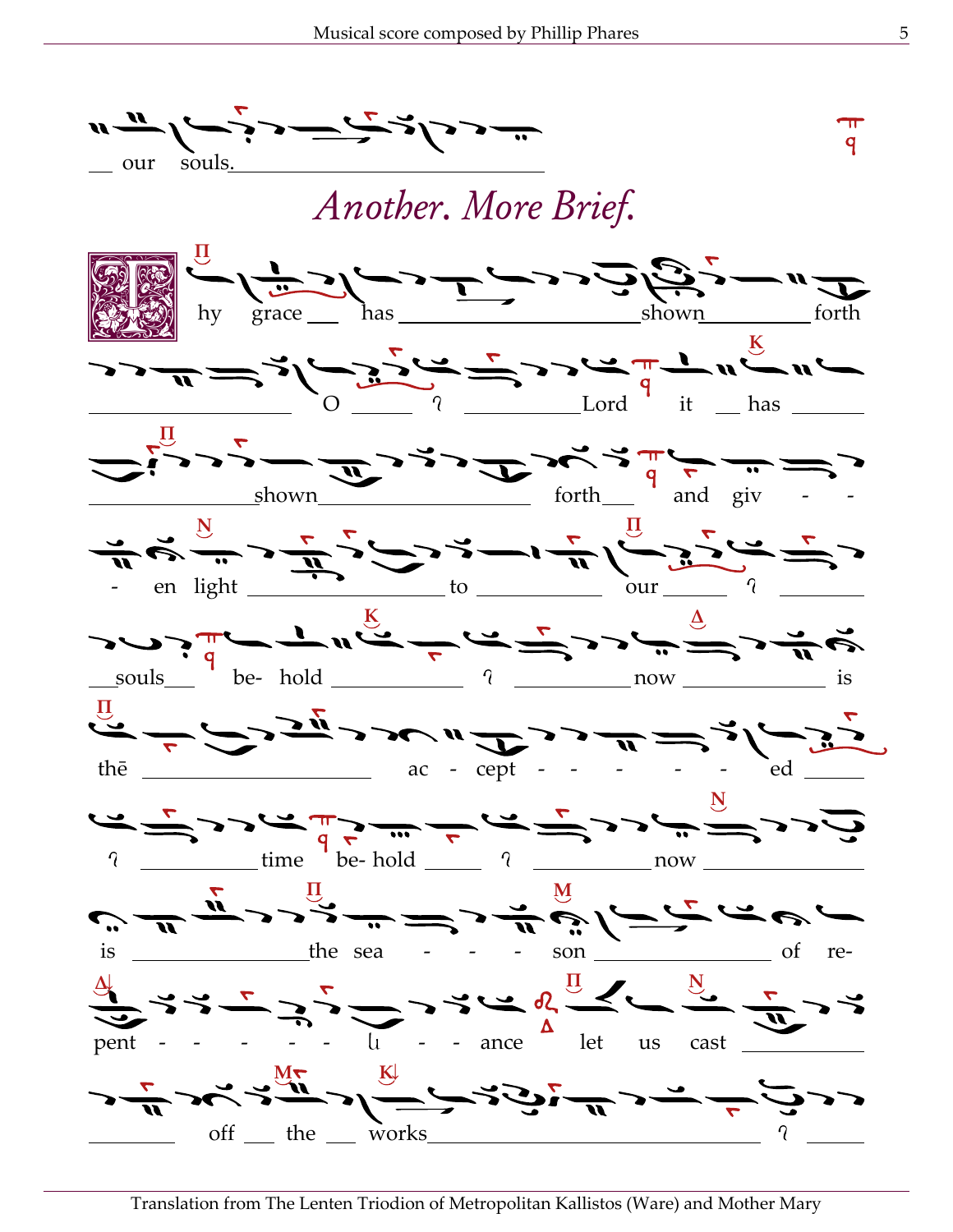our souls.

## *Another. More Brief.*

Thy grace has shown forth O Lord it has shown forth and giv - - - en light to our souls be- hold now is thē ac - cept - - - - - ed time be- hold now is the sea - - - son of re- pent - - - - - - ance let us cast off the works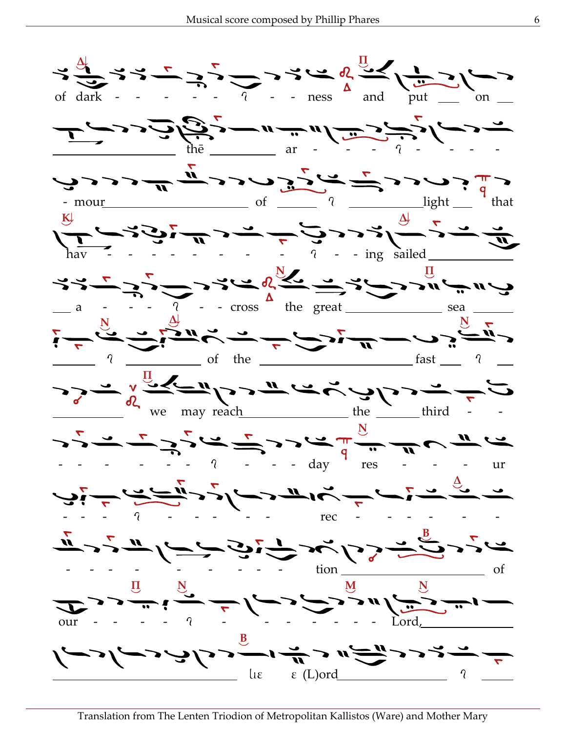of dark - - - - - - ʔ - - ness and put ___ on ___

thē ___ ar - - - ʔ - - - -

- mour ___ of ___ ʔ ___ light ___ that

hav - - - - - - - - - ʔ - - ing sailed ___

___ a - - - ʔ - - cross the great ___ sea ___

___ ʔ ___ of the ___ fast ___ ʔ ___

___ we may reach ___ the ___ third - -

- - - - - - - ʔ - - - day res - - - ur

- - - ʔ - - - - - - rec - - - - - -

- - - - - - - - - - tion ___ of

our - - - - ʔ - - - - - - - - Lord, ___

___ ʟɪɛ ɛ (L)ord ___ ʔ ___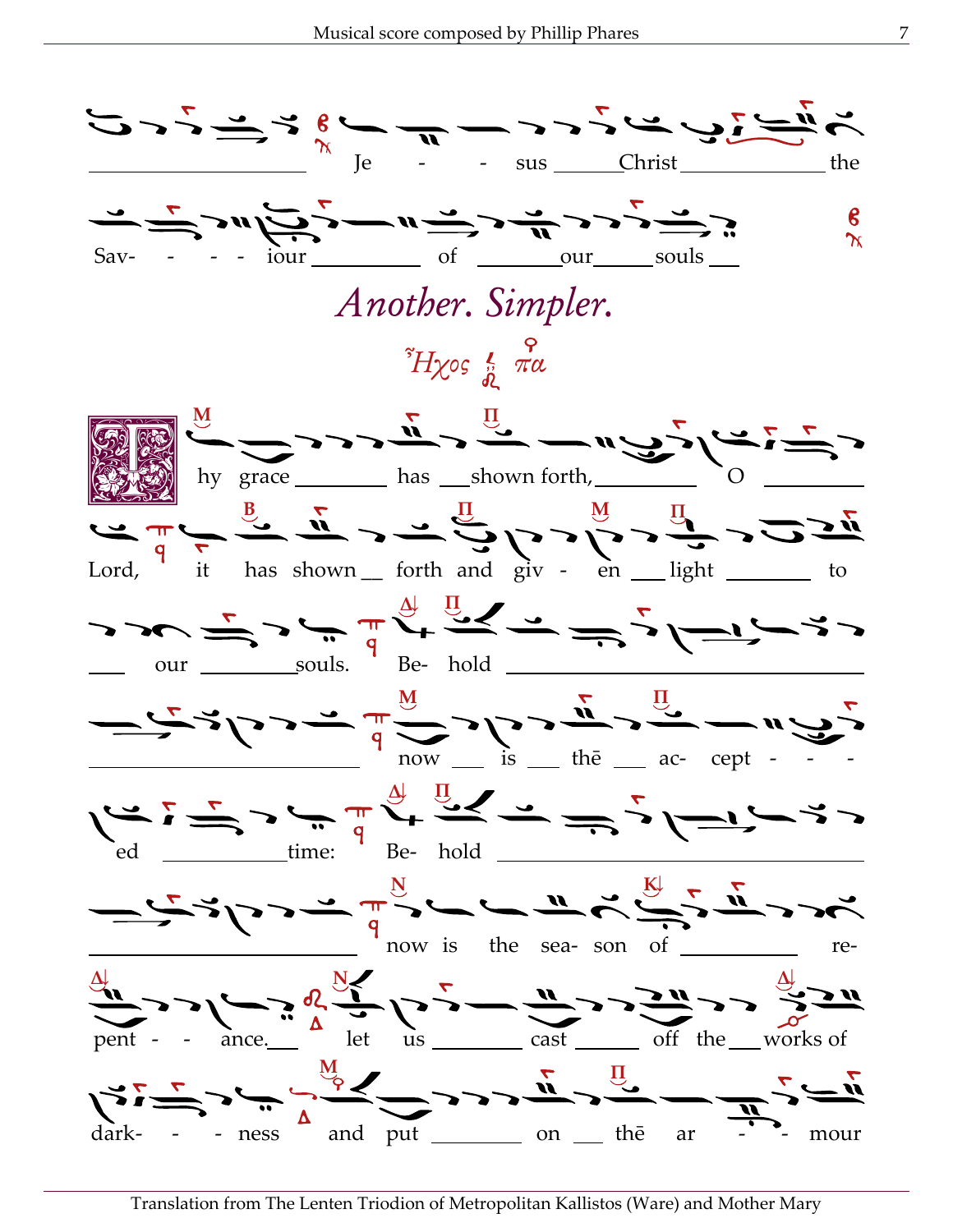Jesus Christ the Saviour of our souls

## *Another. Simpler.*

*Ἦχος πα*

Thy grace has shown forth, O Lord, it has shown forth and given light to our souls. Behold now is thē accepted time: Behold now is the season of repentance. let us cast off the works of darkness and put on thē armour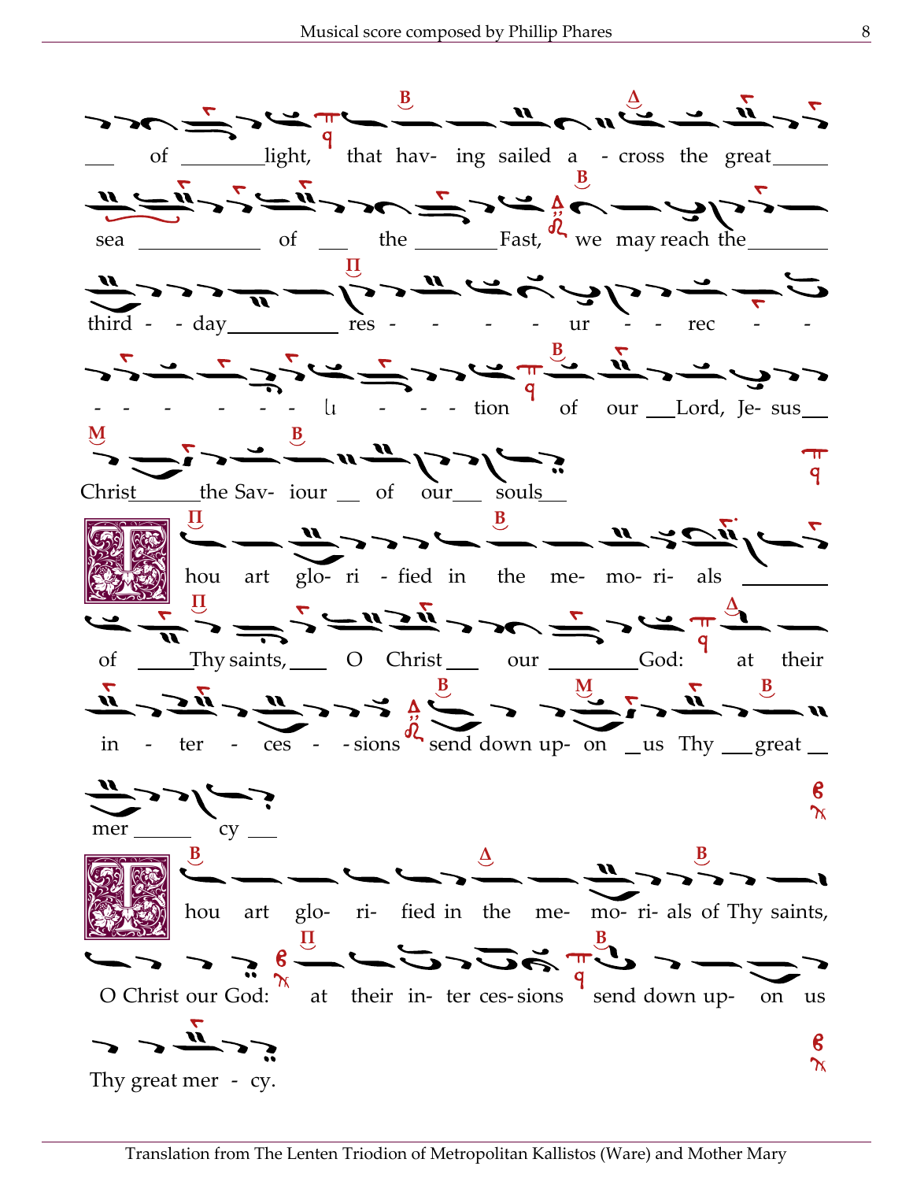of light, that hav- ing sailed a - cross the great

sea of the Fast, we may reach the

third - - day res - - - - ur - - rec - -

- - - - - - ι - - - tion of our Lord, Je- sus

Christ the Sav- iour of our souls

Thou art glo- ri - fied in the me- mo- ri- als

of Thy saints, O Christ our God: at their

in - ter - ces - - sions send down up- on us Thy great

mer cy

Thou art glo- ri- fied in the me- mo- ri- als of Thy saints,

O Christ our God: at their in- ter ces- sions send down up- on us

Thy great mer - cy.

Translation from The Lenten Triodion of Metropolitan Kallistos (Ware) and Mother Mary